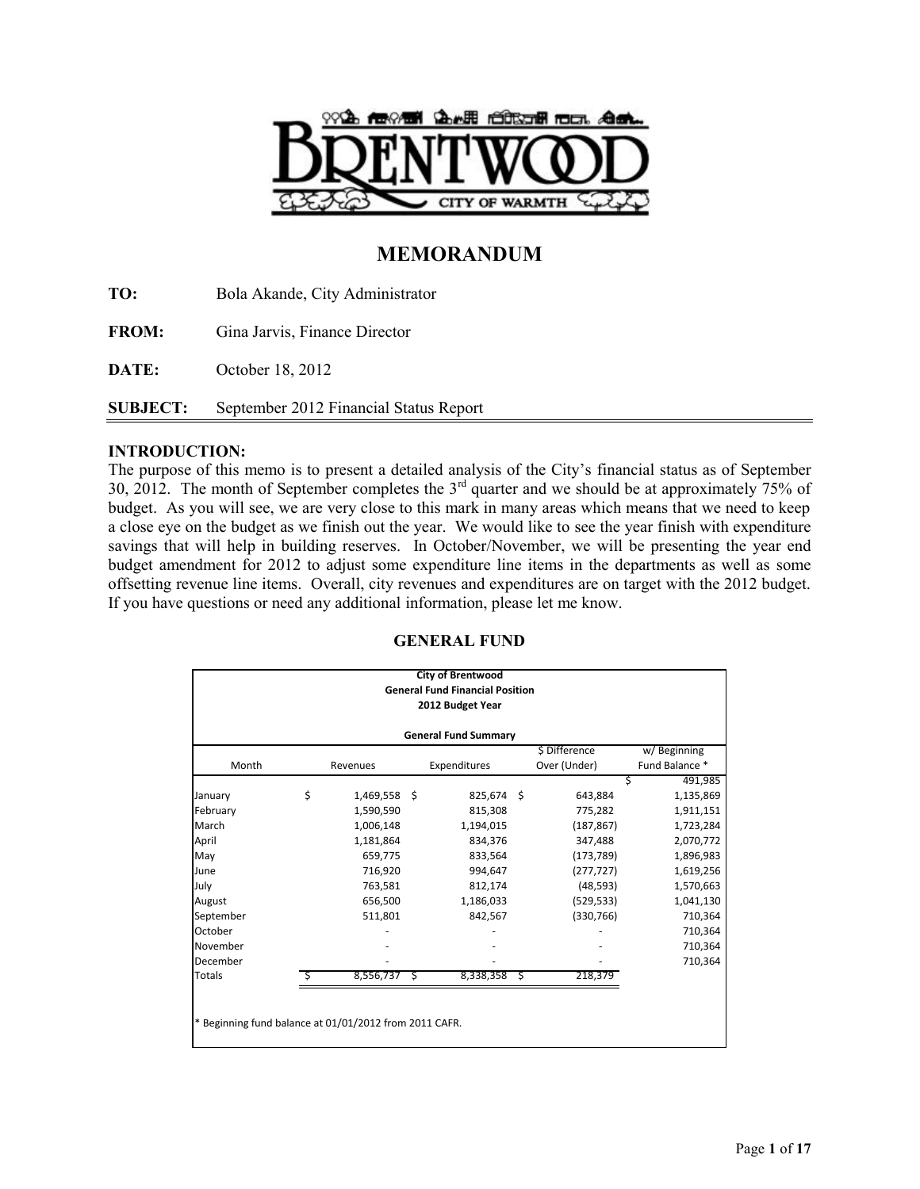# MEMORANDUM

**TO:** Bola Akande, City Administrator

**FROM:** Gina Jarvis, Finance Director

**DATE:** October 18, 2012

**SUBJECT:** September 2012 Financial Status Report

## INTRODUCTION:

The purpose of this memo is to present a detailed analysis of the City's financial status as of September 30, 2012. The month of September completes the 3rd quarter and we should be at approximately 75% of budget. As you will see, we are very close to this mark in many areas which means that we need to keep a close eye on the budget as we finish out the year. We would like to see the year finish with expenditure savings that will help in building reserves. In October/November, we will be presenting the year end budget amendment for 2012 to adjust some expenditure line items in the departments as well as some offsetting revenue line items. Overall, city revenues and expenditures are on target with the 2012 budget. If you have questions or need any additional information, please let me know.

## GENERAL FUND

**City of Brentwood**
**General Fund Financial Position**
**2012 Budget Year**

**General Fund Summary**

| Month | Revenues | Expenditures | $ Difference Over (Under) | w/ Beginning Fund Balance * |
|---|---|---|---|---|
| | | | | $ 491,985 |
| January | $ 1,469,558 | $ 825,674 | $ 643,884 | 1,135,869 |
| February | 1,590,590 | 815,308 | 775,282 | 1,911,151 |
| March | 1,006,148 | 1,194,015 | (187,867) | 1,723,284 |
| April | 1,181,864 | 834,376 | 347,488 | 2,070,772 |
| May | 659,775 | 833,564 | (173,789) | 1,896,983 |
| June | 716,920 | 994,647 | (277,727) | 1,619,256 |
| July | 763,581 | 812,174 | (48,593) | 1,570,663 |
| August | 656,500 | 1,186,033 | (529,533) | 1,041,130 |
| September | 511,801 | 842,567 | (330,766) | 710,364 |
| October | - | - | - | 710,364 |
| November | - | - | - | 710,364 |
| December | - | - | - | 710,364 |
| Totals | $ 8,556,737 | $ 8,338,358 | $ 218,379 | |

* Beginning fund balance at 01/01/2012 from 2011 CAFR.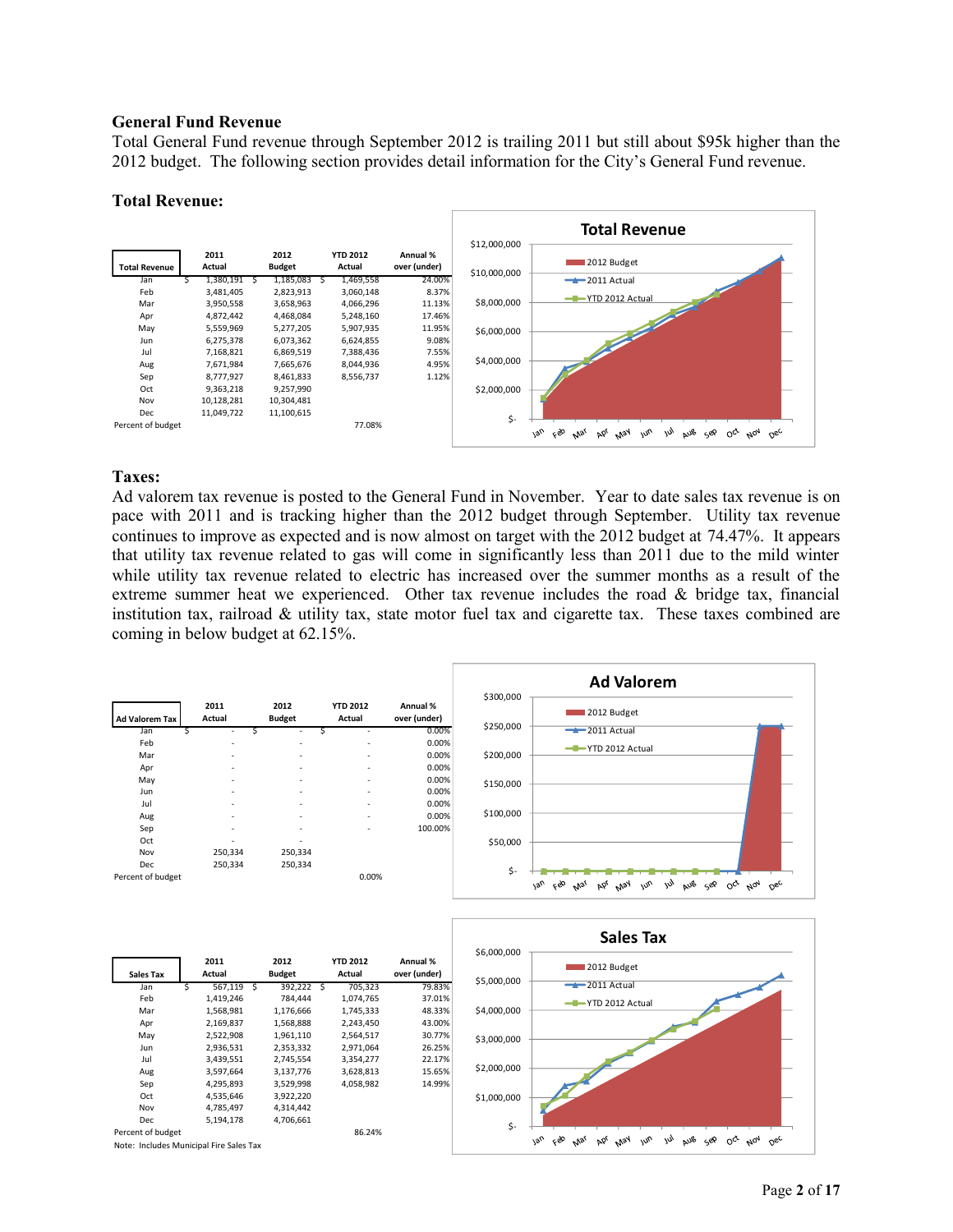## General Fund Revenue

Total General Fund revenue through September 2012 is trailing 2011 but still about $95k higher than the 2012 budget. The following section provides detail information for the City's General Fund revenue.

### Total Revenue:

| Total Revenue | 2011 Actual | 2012 Budget | YTD 2012 Actual | Annual % over (under) |
|---|---|---|---|---|
| Jan | $ 1,380,191 | $ 1,185,083 | $ 1,469,558 | 24.00% |
| Feb | 3,481,405 | 2,823,913 | 3,060,148 | 8.37% |
| Mar | 3,950,558 | 3,658,963 | 4,066,296 | 11.13% |
| Apr | 4,872,442 | 4,468,084 | 5,248,160 | 17.46% |
| May | 5,559,969 | 5,277,205 | 5,907,935 | 11.95% |
| Jun | 6,275,378 | 6,073,362 | 6,624,855 | 9.08% |
| Jul | 7,168,821 | 6,869,519 | 7,388,436 | 7.55% |
| Aug | 7,671,984 | 7,665,676 | 8,044,936 | 4.95% |
| Sep | 8,777,927 | 8,461,833 | 8,556,737 | 1.12% |
| Oct | 9,363,218 | 9,257,990 | | |
| Nov | 10,128,281 | 10,304,481 | | |
| Dec | 11,049,722 | 11,100,615 | | |
| Percent of budget | | | 77.08% | |

### Taxes:

Ad valorem tax revenue is posted to the General Fund in November. Year to date sales tax revenue is on pace with 2011 and is tracking higher than the 2012 budget through September. Utility tax revenue continues to improve as expected and is now almost on target with the 2012 budget at 74.47%. It appears that utility tax revenue related to gas will come in significantly less than 2011 due to the mild winter while utility tax revenue related to electric has increased over the summer months as a result of the extreme summer heat we experienced. Other tax revenue includes the road & bridge tax, financial institution tax, railroad & utility tax, state motor fuel tax and cigarette tax. These taxes combined are coming in below budget at 62.15%.

| Ad Valorem Tax | 2011 Actual | 2012 Budget | YTD 2012 Actual | Annual % over (under) |
|---|---|---|---|---|
| Jan | $ - | $ - | $ - | 0.00% |
| Feb | - | - | - | 0.00% |
| Mar | - | - | - | 0.00% |
| Apr | - | - | - | 0.00% |
| May | - | - | - | 0.00% |
| Jun | - | - | - | 0.00% |
| Jul | - | - | - | 0.00% |
| Aug | - | - | - | 0.00% |
| Sep | - | - | - | 100.00% |
| Oct | - | - | | |
| Nov | 250,334 | 250,334 | | |
| Dec | 250,334 | 250,334 | | |
| Percent of budget | | | 0.00% | |

| Sales Tax | 2011 Actual | 2012 Budget | YTD 2012 Actual | Annual % over (under) |
|---|---|---|---|---|
| Jan | $ 567,119 | $ 392,222 | $ 705,323 | 79.83% |
| Feb | 1,419,246 | 784,444 | 1,074,765 | 37.01% |
| Mar | 1,568,981 | 1,176,666 | 1,745,333 | 48.33% |
| Apr | 2,169,837 | 1,568,888 | 2,243,450 | 43.00% |
| May | 2,522,908 | 1,961,110 | 2,564,517 | 30.77% |
| Jun | 2,936,531 | 2,353,332 | 2,971,064 | 26.25% |
| Jul | 3,439,551 | 2,745,554 | 3,354,277 | 22.17% |
| Aug | 3,597,664 | 3,137,776 | 3,628,813 | 15.65% |
| Sep | 4,295,893 | 3,529,998 | 4,058,982 | 14.99% |
| Oct | 4,535,646 | 3,922,220 | | |
| Nov | 4,785,497 | 4,314,442 | | |
| Dec | 5,194,178 | 4,706,661 | | |
| Percent of budget | | | 86.24% | |

Note: Includes Municipal Fire Sales Tax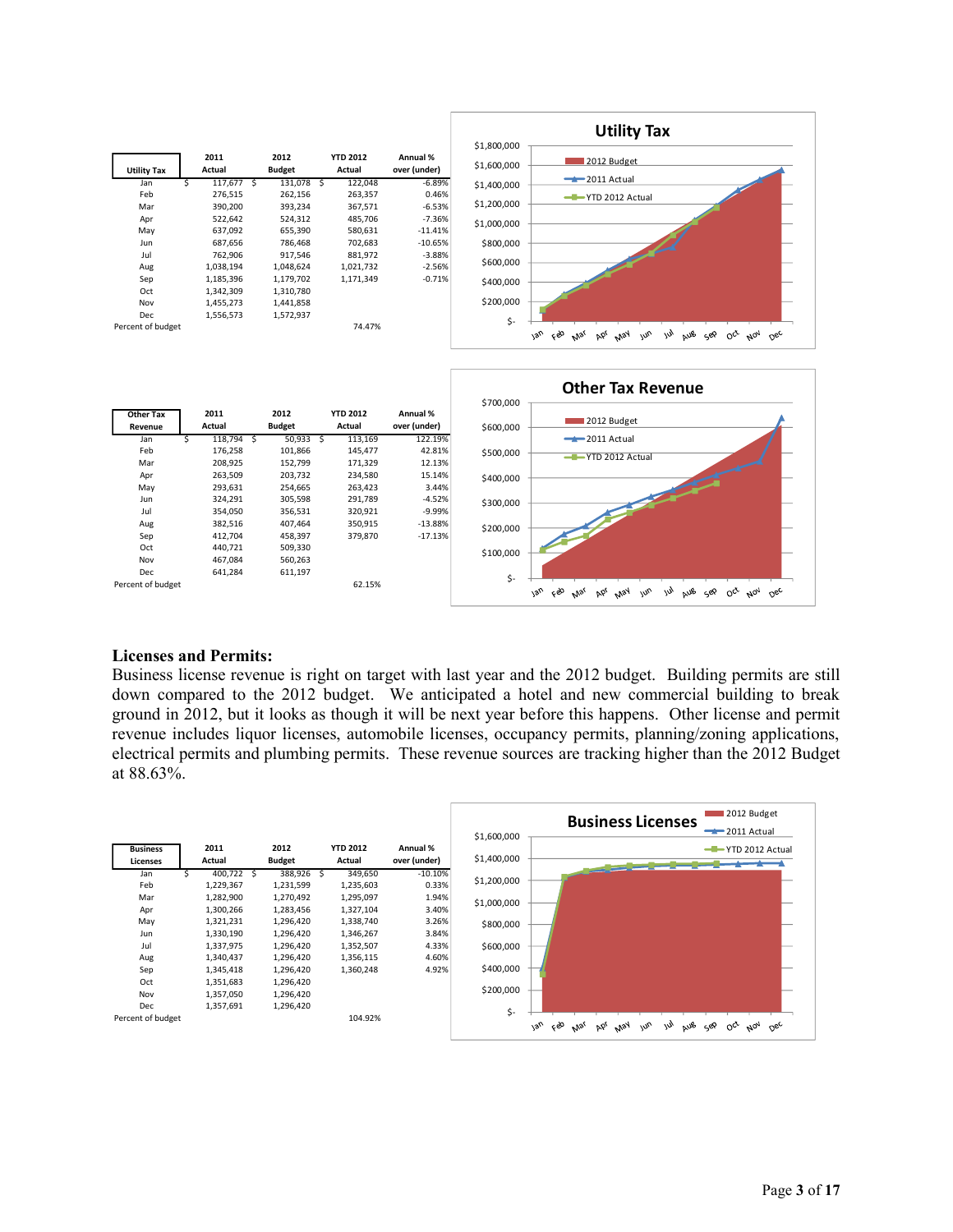| Utility Tax | 2011 Actual | 2012 Budget | YTD 2012 Actual | Annual % over (under) |
|---|---|---|---|---|
| Jan | $ 117,677 | $ 131,078 | $ 122,048 | -6.89% |
| Feb | 276,515 | 262,156 | 263,357 | 0.46% |
| Mar | 390,200 | 393,234 | 367,571 | -6.53% |
| Apr | 522,642 | 524,312 | 485,706 | -7.36% |
| May | 637,092 | 655,390 | 580,631 | -11.41% |
| Jun | 687,656 | 786,468 | 702,683 | -10.65% |
| Jul | 762,906 | 917,546 | 881,972 | -3.88% |
| Aug | 1,038,194 | 1,048,624 | 1,021,732 | -2.56% |
| Sep | 1,185,396 | 1,179,702 | 1,171,349 | -0.71% |
| Oct | 1,342,309 | 1,310,780 | | |
| Nov | 1,455,273 | 1,441,858 | | |
| Dec | 1,556,573 | 1,572,937 | | |
| Percent of budget | | | 74.47% | |

| Other Tax Revenue | 2011 Actual | 2012 Budget | YTD 2012 Actual | Annual % over (under) |
|---|---|---|---|---|
| Jan | $ 118,794 | $ 50,933 | $ 113,169 | 122.19% |
| Feb | 176,258 | 101,866 | 145,477 | 42.81% |
| Mar | 208,925 | 152,799 | 171,329 | 12.13% |
| Apr | 263,509 | 203,732 | 234,580 | 15.14% |
| May | 293,631 | 254,665 | 263,423 | 3.44% |
| Jun | 324,291 | 305,598 | 291,789 | -4.52% |
| Jul | 354,050 | 356,531 | 320,921 | -9.99% |
| Aug | 382,516 | 407,464 | 350,915 | -13.88% |
| Sep | 412,704 | 458,397 | 379,870 | -17.13% |
| Oct | 440,721 | 509,330 | | |
| Nov | 467,084 | 560,263 | | |
| Dec | 641,284 | 611,197 | | |
| Percent of budget | | | 62.15% | |

## Licenses and Permits:

Business license revenue is right on target with last year and the 2012 budget. Building permits are still down compared to the 2012 budget. We anticipated a hotel and new commercial building to break ground in 2012, but it looks as though it will be next year before this happens. Other license and permit revenue includes liquor licenses, automobile licenses, occupancy permits, planning/zoning applications, electrical permits and plumbing permits. These revenue sources are tracking higher than the 2012 Budget at 88.63%.

| Business Licenses | 2011 Actual | 2012 Budget | YTD 2012 Actual | Annual % over (under) |
|---|---|---|---|---|
| Jan | $ 400,722 | $ 388,926 | $ 349,650 | -10.10% |
| Feb | 1,229,367 | 1,231,599 | 1,235,603 | 0.33% |
| Mar | 1,282,900 | 1,270,492 | 1,295,097 | 1.94% |
| Apr | 1,300,266 | 1,283,456 | 1,327,104 | 3.40% |
| May | 1,321,231 | 1,296,420 | 1,338,740 | 3.26% |
| Jun | 1,330,190 | 1,296,420 | 1,346,267 | 3.84% |
| Jul | 1,337,975 | 1,296,420 | 1,352,507 | 4.33% |
| Aug | 1,340,437 | 1,296,420 | 1,356,115 | 4.60% |
| Sep | 1,345,418 | 1,296,420 | 1,360,248 | 4.92% |
| Oct | 1,351,683 | 1,296,420 | | |
| Nov | 1,357,050 | 1,296,420 | | |
| Dec | 1,357,691 | 1,296,420 | | |
| Percent of budget | | | 104.92% | |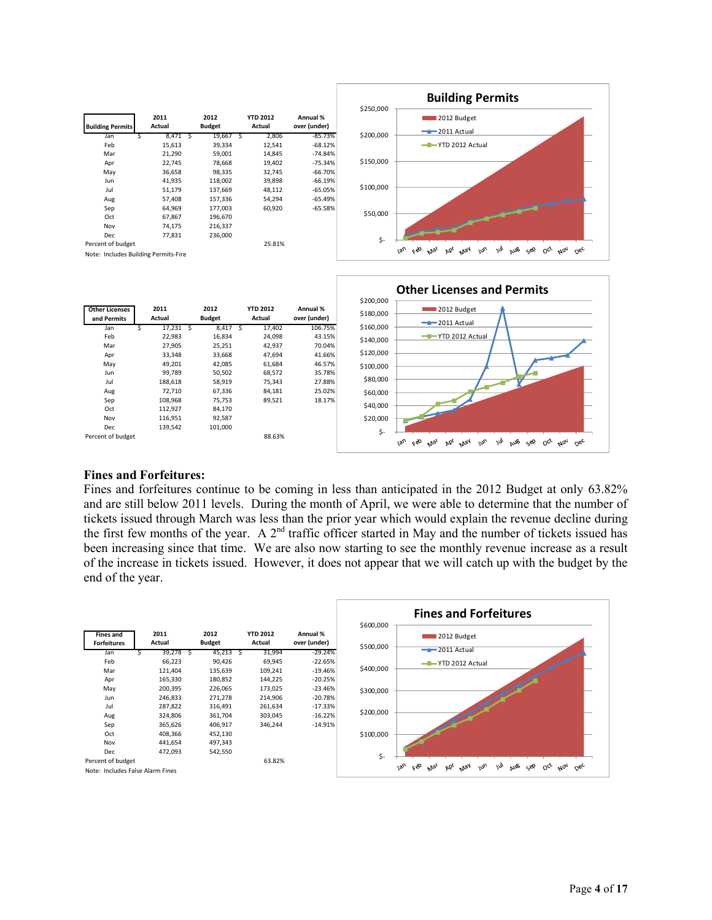| Building Permits | 2011 Actual | 2012 Budget | YTD 2012 Actual | Annual % over (under) |
|---|---|---|---|---|
| Jan | $ 8,471 | $ 19,667 | $ 2,806 | -85.73% |
| Feb | 15,613 | 39,334 | 12,541 | -68.12% |
| Mar | 21,290 | 59,001 | 14,845 | -74.84% |
| Apr | 22,745 | 78,668 | 19,402 | -75.34% |
| May | 36,658 | 98,335 | 32,745 | -66.70% |
| Jun | 41,935 | 118,002 | 39,898 | -66.19% |
| Jul | 51,179 | 137,669 | 48,112 | -65.05% |
| Aug | 57,408 | 157,336 | 54,294 | -65.49% |
| Sep | 64,969 | 177,003 | 60,920 | -65.58% |
| Oct | 67,867 | 196,670 | | |
| Nov | 74,175 | 216,337 | | |
| Dec | 77,831 | 236,000 | | |
| Percent of budget | | | 25.81% | |

Note: Includes Building Permits-Fire

| Other Licenses and Permits | 2011 Actual | 2012 Budget | YTD 2012 Actual | Annual % over (under) |
|---|---|---|---|---|
| Jan | $ 17,231 | $ 8,417 | $ 17,402 | 106.75% |
| Feb | 22,983 | 16,834 | 24,098 | 43.15% |
| Mar | 27,905 | 25,251 | 42,937 | 70.04% |
| Apr | 33,348 | 33,668 | 47,694 | 41.66% |
| May | 49,201 | 42,085 | 61,684 | 46.57% |
| Jun | 99,789 | 50,502 | 68,572 | 35.78% |
| Jul | 188,618 | 58,919 | 75,343 | 27.88% |
| Aug | 72,710 | 67,336 | 84,181 | 25.02% |
| Sep | 108,968 | 75,753 | 89,521 | 18.17% |
| Oct | 112,927 | 84,170 | | |
| Nov | 116,951 | 92,587 | | |
| Dec | 139,542 | 101,000 | | |
| Percent of budget | | | 88.63% | |

## Fines and Forfeitures:

Fines and forfeitures continue to be coming in less than anticipated in the 2012 Budget at only 63.82% and are still below 2011 levels. During the month of April, we were able to determine that the number of tickets issued through March was less than the prior year which would explain the revenue decline during the first few months of the year. A 2nd traffic officer started in May and the number of tickets issued has been increasing since that time. We are also now starting to see the monthly revenue increase as a result of the increase in tickets issued. However, it does not appear that we will catch up with the budget by the end of the year.

| Fines and Forfeitures | 2011 Actual | 2012 Budget | YTD 2012 Actual | Annual % over (under) |
|---|---|---|---|---|
| Jan | $ 39,278 | $ 45,213 | $ 31,994 | -29.24% |
| Feb | 66,223 | 90,426 | 69,945 | -22.65% |
| Mar | 121,404 | 135,639 | 109,241 | -19.46% |
| Apr | 165,330 | 180,852 | 144,225 | -20.25% |
| May | 200,395 | 226,065 | 173,025 | -23.46% |
| Jun | 246,833 | 271,278 | 214,906 | -20.78% |
| Jul | 287,822 | 316,491 | 261,634 | -17.33% |
| Aug | 324,806 | 361,704 | 303,045 | -16.22% |
| Sep | 365,626 | 406,917 | 346,244 | -14.91% |
| Oct | 408,366 | 452,130 | | |
| Nov | 441,654 | 497,343 | | |
| Dec | 472,093 | 542,550 | | |
| Percent of budget | | | 63.82% | |

Note: Includes False Alarm Fines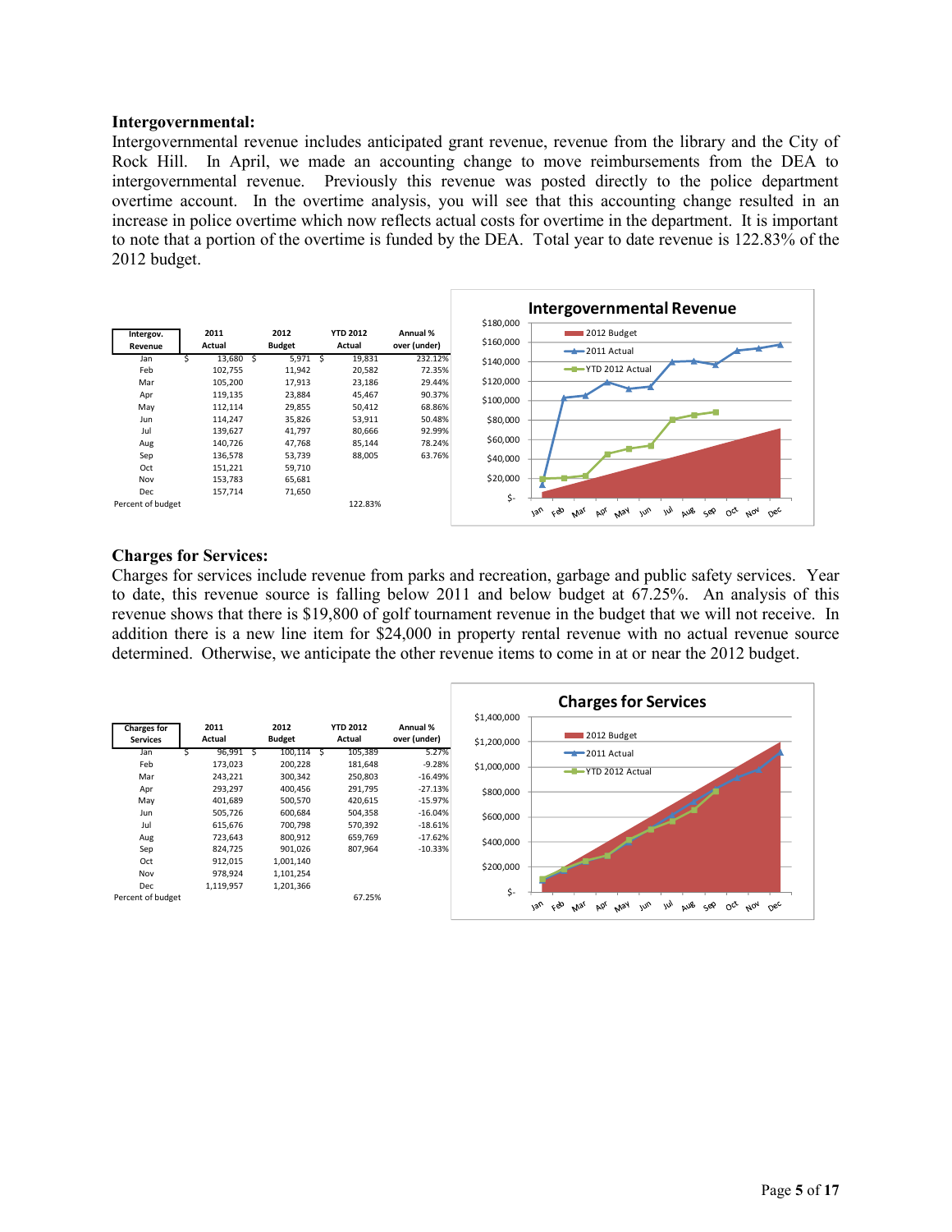## Intergovernmental:

Intergovernmental revenue includes anticipated grant revenue, revenue from the library and the City of Rock Hill. In April, we made an accounting change to move reimbursements from the DEA to intergovernmental revenue. Previously this revenue was posted directly to the police department overtime account. In the overtime analysis, you will see that this accounting change resulted in an increase in police overtime which now reflects actual costs for overtime in the department. It is important to note that a portion of the overtime is funded by the DEA. Total year to date revenue is 122.83% of the 2012 budget.

| Intergov. Revenue | 2011 Actual | 2012 Budget | YTD 2012 Actual | Annual % over (under) |
|---|---|---|---|---|
| Jan | $ 13,680 | $ 5,971 | $ 19,831 | 232.12% |
| Feb | 102,755 | 11,942 | 20,582 | 72.35% |
| Mar | 105,200 | 17,913 | 23,186 | 29.44% |
| Apr | 119,135 | 23,884 | 45,467 | 90.37% |
| May | 112,114 | 29,855 | 50,412 | 68.86% |
| Jun | 114,247 | 35,826 | 53,911 | 50.48% |
| Jul | 139,627 | 41,797 | 80,666 | 92.99% |
| Aug | 140,726 | 47,768 | 85,144 | 78.24% |
| Sep | 136,578 | 53,739 | 88,005 | 63.76% |
| Oct | 151,221 | 59,710 | | |
| Nov | 153,783 | 65,681 | | |
| Dec | 157,714 | 71,650 | | |
| Percent of budget | | | 122.83% | |

## Charges for Services:

Charges for services include revenue from parks and recreation, garbage and public safety services. Year to date, this revenue source is falling below 2011 and below budget at 67.25%. An analysis of this revenue shows that there is $19,800 of golf tournament revenue in the budget that we will not receive. In addition there is a new line item for $24,000 in property rental revenue with no actual revenue source determined. Otherwise, we anticipate the other revenue items to come in at or near the 2012 budget.

| Charges for Services | 2011 Actual | 2012 Budget | YTD 2012 Actual | Annual % over (under) |
|---|---|---|---|---|
| Jan | $ 96,991 | $ 100,114 | $ 105,389 | 5.27% |
| Feb | 173,023 | 200,228 | 181,648 | -9.28% |
| Mar | 243,221 | 300,342 | 250,803 | -16.49% |
| Apr | 293,297 | 400,456 | 291,795 | -27.13% |
| May | 401,689 | 500,570 | 420,615 | -15.97% |
| Jun | 505,726 | 600,684 | 504,358 | -16.04% |
| Jul | 615,676 | 700,798 | 570,392 | -18.61% |
| Aug | 723,643 | 800,912 | 659,769 | -17.62% |
| Sep | 824,725 | 901,026 | 807,964 | -10.33% |
| Oct | 912,015 | 1,001,140 | | |
| Nov | 978,924 | 1,101,254 | | |
| Dec | 1,119,957 | 1,201,366 | | |
| Percent of budget | | | 67.25% | |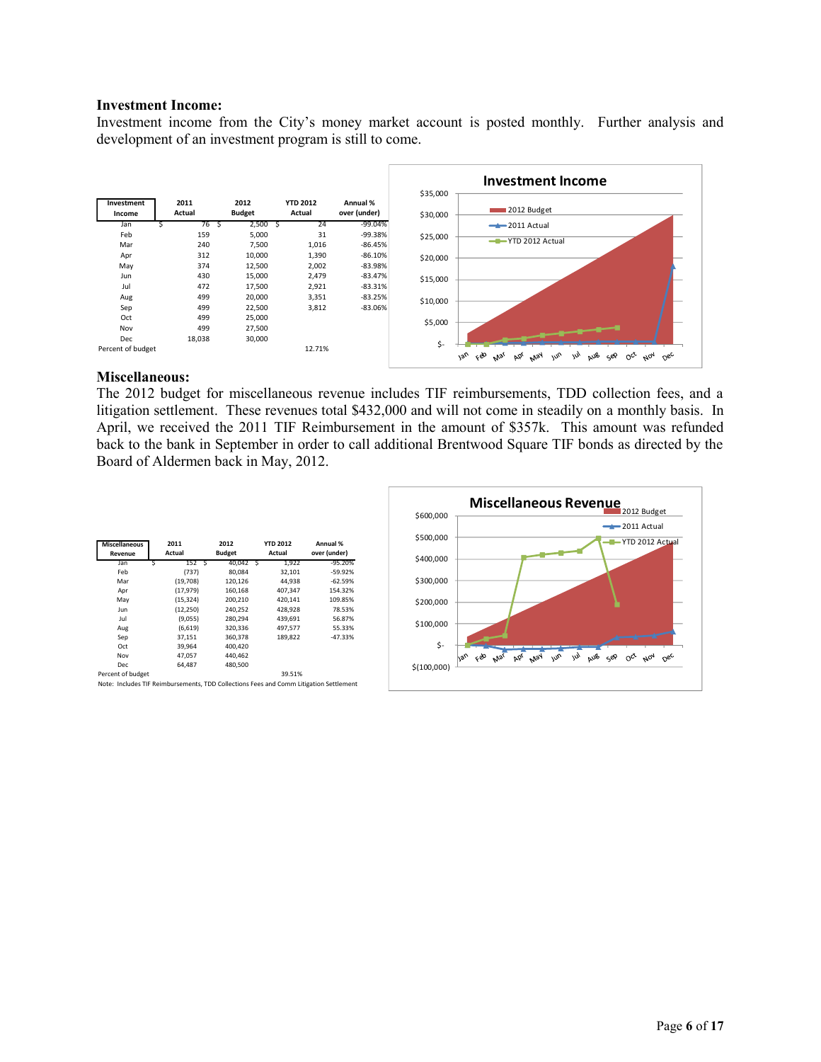**Investment Income:**

Investment income from the City's money market account is posted monthly. Further analysis and development of an investment program is still to come.

| Investment Income | 2011 Actual | 2012 Budget | YTD 2012 Actual | Annual % over (under) |
|---|---|---|---|---|
| Jan | $ 76 | $ 2,500 | $ 24 | -99.04% |
| Feb | 159 | 5,000 | 31 | -99.38% |
| Mar | 240 | 7,500 | 1,016 | -86.45% |
| Apr | 312 | 10,000 | 1,390 | -86.10% |
| May | 374 | 12,500 | 2,002 | -83.98% |
| Jun | 430 | 15,000 | 2,479 | -83.47% |
| Jul | 472 | 17,500 | 2,921 | -83.31% |
| Aug | 499 | 20,000 | 3,351 | -83.25% |
| Sep | 499 | 22,500 | 3,812 | -83.06% |
| Oct | 499 | 25,000 | | |
| Nov | 499 | 27,500 | | |
| Dec | 18,038 | 30,000 | | |
| Percent of budget | | | 12.71% | |

**Miscellaneous:**

The 2012 budget for miscellaneous revenue includes TIF reimbursements, TDD collection fees, and a litigation settlement. These revenues total $432,000 and will not come in steadily on a monthly basis. In April, we received the 2011 TIF Reimbursement in the amount of $357k. This amount was refunded back to the bank in September in order to call additional Brentwood Square TIF bonds as directed by the Board of Aldermen back in May, 2012.

| Miscellaneous Revenue | 2011 Actual | 2012 Budget | YTD 2012 Actual | Annual % over (under) |
|---|---|---|---|---|
| Jan | $ 152 | $ 40,042 | $ 1,922 | -95.20% |
| Feb | (737) | 80,084 | 32,101 | -59.92% |
| Mar | (19,708) | 120,126 | 44,938 | -62.59% |
| Apr | (17,979) | 160,168 | 407,347 | 154.32% |
| May | (15,324) | 200,210 | 420,141 | 109.85% |
| Jun | (12,250) | 240,252 | 428,928 | 78.53% |
| Jul | (9,055) | 280,294 | 439,691 | 56.87% |
| Aug | (6,619) | 320,336 | 497,577 | 55.33% |
| Sep | 37,151 | 360,378 | 189,822 | -47.33% |
| Oct | 39,964 | 400,420 | | |
| Nov | 47,057 | 440,462 | | |
| Dec | 64,487 | 480,500 | | |
| Percent of budget | | | 39.51% | |

Note: Includes TIF Reimbursements, TDD Collections Fees and Comm Litigation Settlement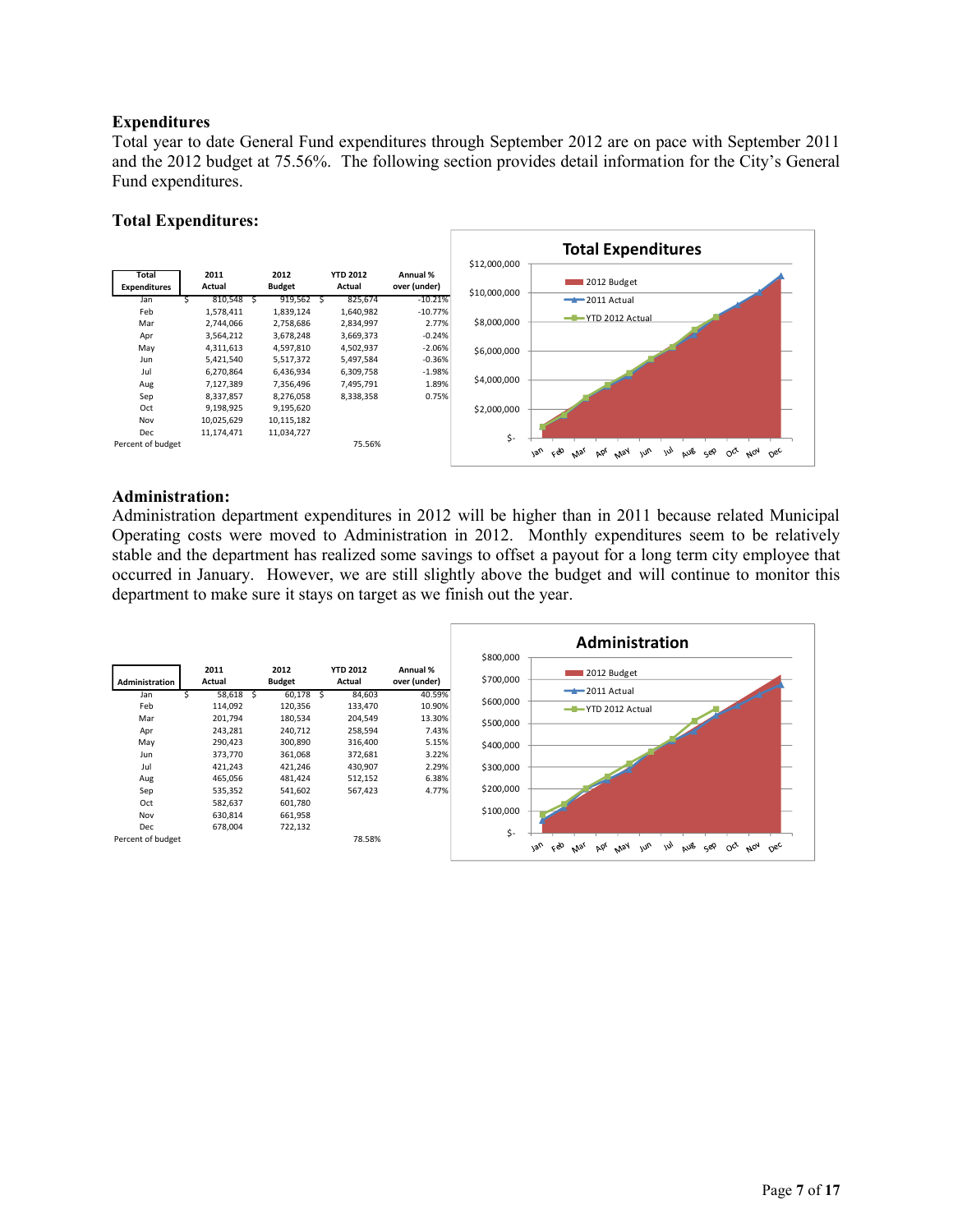### Expenditures

Total year to date General Fund expenditures through September 2012 are on pace with September 2011 and the 2012 budget at 75.56%. The following section provides detail information for the City's General Fund expenditures.

### Total Expenditures:

| Total Expenditures | 2011 Actual | 2012 Budget | YTD 2012 Actual | Annual % over (under) |
|---|---|---|---|---|
| Jan | $ 810,548 | $ 919,562 | $ 825,674 | -10.21% |
| Feb | 1,578,411 | 1,839,124 | 1,640,982 | -10.77% |
| Mar | 2,744,066 | 2,758,686 | 2,834,997 | 2.77% |
| Apr | 3,564,212 | 3,678,248 | 3,669,373 | -0.24% |
| May | 4,311,613 | 4,597,810 | 4,502,937 | -2.06% |
| Jun | 5,421,540 | 5,517,372 | 5,497,584 | -0.36% |
| Jul | 6,270,864 | 6,436,934 | 6,309,758 | -1.98% |
| Aug | 7,127,389 | 7,356,496 | 7,495,791 | 1.89% |
| Sep | 8,337,857 | 8,276,058 | 8,338,358 | 0.75% |
| Oct | 9,198,925 | 9,195,620 | | |
| Nov | 10,025,629 | 10,115,182 | | |
| Dec | 11,174,471 | 11,034,727 | | |
| Percent of budget | | | 75.56% | |

### Administration:

Administration department expenditures in 2012 will be higher than in 2011 because related Municipal Operating costs were moved to Administration in 2012. Monthly expenditures seem to be relatively stable and the department has realized some savings to offset a payout for a long term city employee that occurred in January. However, we are still slightly above the budget and will continue to monitor this department to make sure it stays on target as we finish out the year.

| Administration | 2011 Actual | 2012 Budget | YTD 2012 Actual | Annual % over (under) |
|---|---|---|---|---|
| Jan | $ 58,618 | $ 60,178 | $ 84,603 | 40.59% |
| Feb | 114,092 | 120,356 | 133,470 | 10.90% |
| Mar | 201,794 | 180,534 | 204,549 | 13.30% |
| Apr | 243,281 | 240,712 | 258,594 | 7.43% |
| May | 290,423 | 300,890 | 316,400 | 5.15% |
| Jun | 373,770 | 361,068 | 372,681 | 3.22% |
| Jul | 421,243 | 421,246 | 430,907 | 2.29% |
| Aug | 465,056 | 481,424 | 512,152 | 6.38% |
| Sep | 535,352 | 541,602 | 567,423 | 4.77% |
| Oct | 582,637 | 601,780 | | |
| Nov | 630,814 | 661,958 | | |
| Dec | 678,004 | 722,132 | | |
| Percent of budget | | | 78.58% | |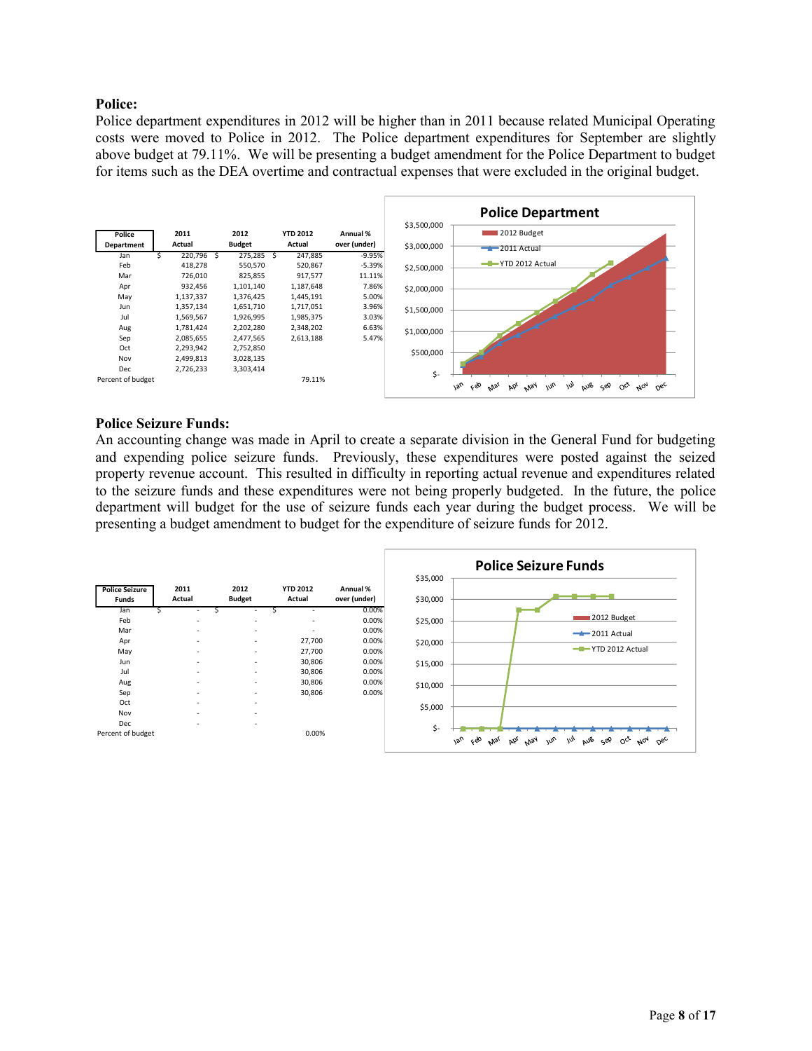## Police:

Police department expenditures in 2012 will be higher than in 2011 because related Municipal Operating costs were moved to Police in 2012. The Police department expenditures for September are slightly above budget at 79.11%. We will be presenting a budget amendment for the Police Department to budget for items such as the DEA overtime and contractual expenses that were excluded in the original budget.

| Police Department | 2011 Actual | 2012 Budget | YTD 2012 Actual | Annual % over (under) |
|---|---|---|---|---|
| Jan | $ 220,796 | $ 275,285 | $ 247,885 | -9.95% |
| Feb | 418,278 | 550,570 | 520,867 | -5.39% |
| Mar | 726,010 | 825,855 | 917,577 | 11.11% |
| Apr | 932,456 | 1,101,140 | 1,187,648 | 7.86% |
| May | 1,137,337 | 1,376,425 | 1,445,191 | 5.00% |
| Jun | 1,357,134 | 1,651,710 | 1,717,051 | 3.96% |
| Jul | 1,569,567 | 1,926,995 | 1,985,375 | 3.03% |
| Aug | 1,781,424 | 2,202,280 | 2,348,202 | 6.63% |
| Sep | 2,085,655 | 2,477,565 | 2,613,188 | 5.47% |
| Oct | 2,293,942 | 2,752,850 | | |
| Nov | 2,499,813 | 3,028,135 | | |
| Dec | 2,726,233 | 3,303,414 | | |
| Percent of budget | | | 79.11% | |

## Police Seizure Funds:

An accounting change was made in April to create a separate division in the General Fund for budgeting and expending police seizure funds. Previously, these expenditures were posted against the seized property revenue account. This resulted in difficulty in reporting actual revenue and expenditures related to the seizure funds and these expenditures were not being properly budgeted. In the future, the police department will budget for the use of seizure funds each year during the budget process. We will be presenting a budget amendment to budget for the expenditure of seizure funds for 2012.

| Police Seizure Funds | 2011 Actual | 2012 Budget | YTD 2012 Actual | Annual % over (under) |
|---|---|---|---|---|
| Jan | $ - | $ - | $ - | 0.00% |
| Feb | - | - | - | 0.00% |
| Mar | - | - | - | 0.00% |
| Apr | - | - | 27,700 | 0.00% |
| May | - | - | 27,700 | 0.00% |
| Jun | - | - | 30,806 | 0.00% |
| Jul | - | - | 30,806 | 0.00% |
| Aug | - | - | 30,806 | 0.00% |
| Sep | - | - | 30,806 | 0.00% |
| Oct | - | - | | |
| Nov | - | - | | |
| Dec | - | - | | |
| Percent of budget | | | 0.00% | |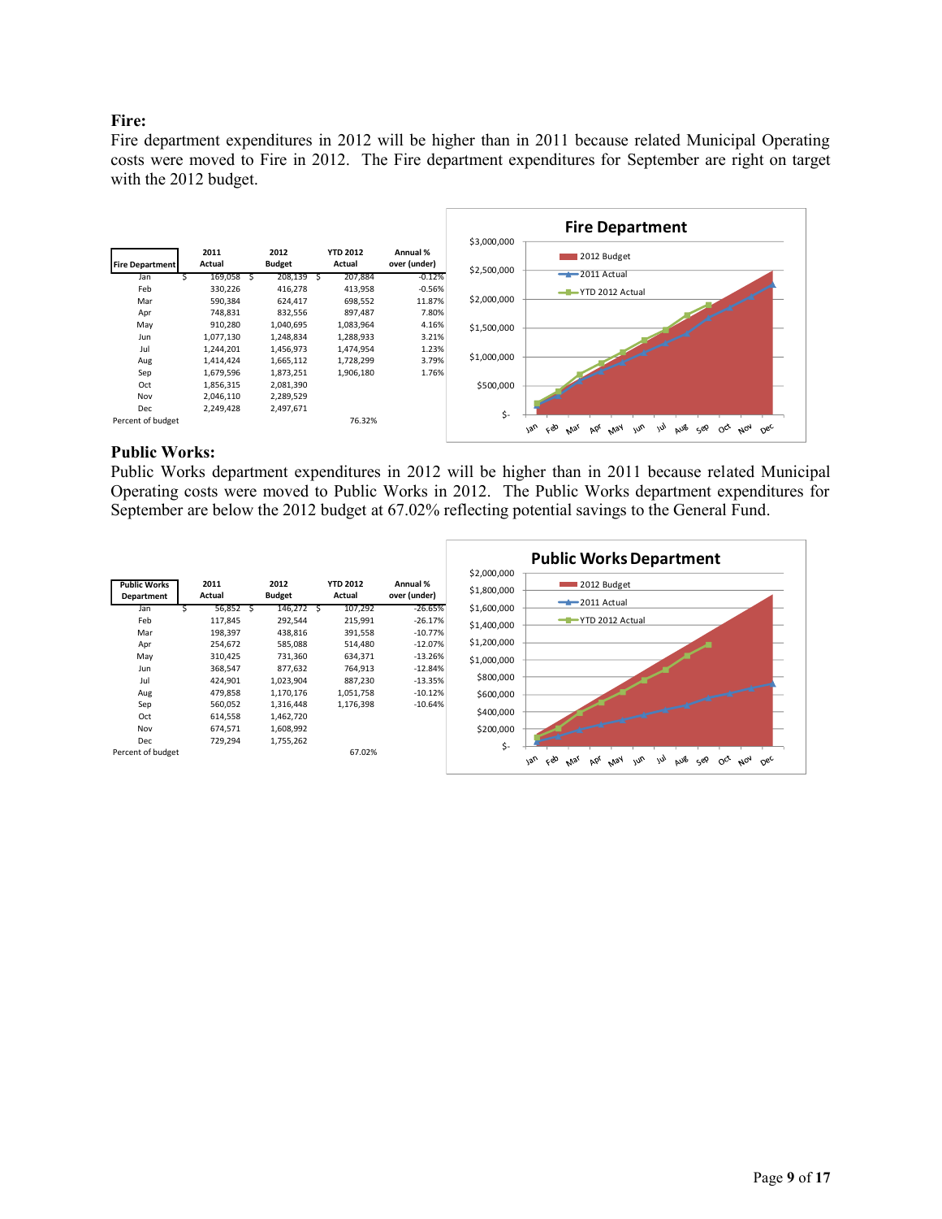**Fire:**

Fire department expenditures in 2012 will be higher than in 2011 because related Municipal Operating costs were moved to Fire in 2012. The Fire department expenditures for September are right on target with the 2012 budget.

| Fire Department | 2011 Actual | 2012 Budget | YTD 2012 Actual | Annual % over (under) |
|---|---|---|---|---|
| Jan | $ 169,058 | $ 208,139 | $ 207,884 | -0.12% |
| Feb | 330,226 | 416,278 | 413,958 | -0.56% |
| Mar | 590,384 | 624,417 | 698,552 | 11.87% |
| Apr | 748,831 | 832,556 | 897,487 | 7.80% |
| May | 910,280 | 1,040,695 | 1,083,964 | 4.16% |
| Jun | 1,077,130 | 1,248,834 | 1,288,933 | 3.21% |
| Jul | 1,244,201 | 1,456,973 | 1,474,954 | 1.23% |
| Aug | 1,414,424 | 1,665,112 | 1,728,299 | 3.79% |
| Sep | 1,679,596 | 1,873,251 | 1,906,180 | 1.76% |
| Oct | 1,856,315 | 2,081,390 | | |
| Nov | 2,046,110 | 2,289,529 | | |
| Dec | 2,249,428 | 2,497,671 | | |
| Percent of budget | | | 76.32% | |

**Public Works:**

Public Works department expenditures in 2012 will be higher than in 2011 because related Municipal Operating costs were moved to Public Works in 2012. The Public Works department expenditures for September are below the 2012 budget at 67.02% reflecting potential savings to the General Fund.

| Public Works Department | 2011 Actual | 2012 Budget | YTD 2012 Actual | Annual % over (under) |
|---|---|---|---|---|
| Jan | $ 56,852 | $ 146,272 | $ 107,292 | -26.65% |
| Feb | 117,845 | 292,544 | 215,991 | -26.17% |
| Mar | 198,397 | 438,816 | 391,558 | -10.77% |
| Apr | 254,672 | 585,088 | 514,480 | -12.07% |
| May | 310,425 | 731,360 | 634,371 | -13.26% |
| Jun | 368,547 | 877,632 | 764,913 | -12.84% |
| Jul | 424,901 | 1,023,904 | 887,230 | -13.35% |
| Aug | 479,858 | 1,170,176 | 1,051,758 | -10.12% |
| Sep | 560,052 | 1,316,448 | 1,176,398 | -10.64% |
| Oct | 614,558 | 1,462,720 | | |
| Nov | 674,571 | 1,608,992 | | |
| Dec | 729,294 | 1,755,262 | | |
| Percent of budget | | | 67.02% | |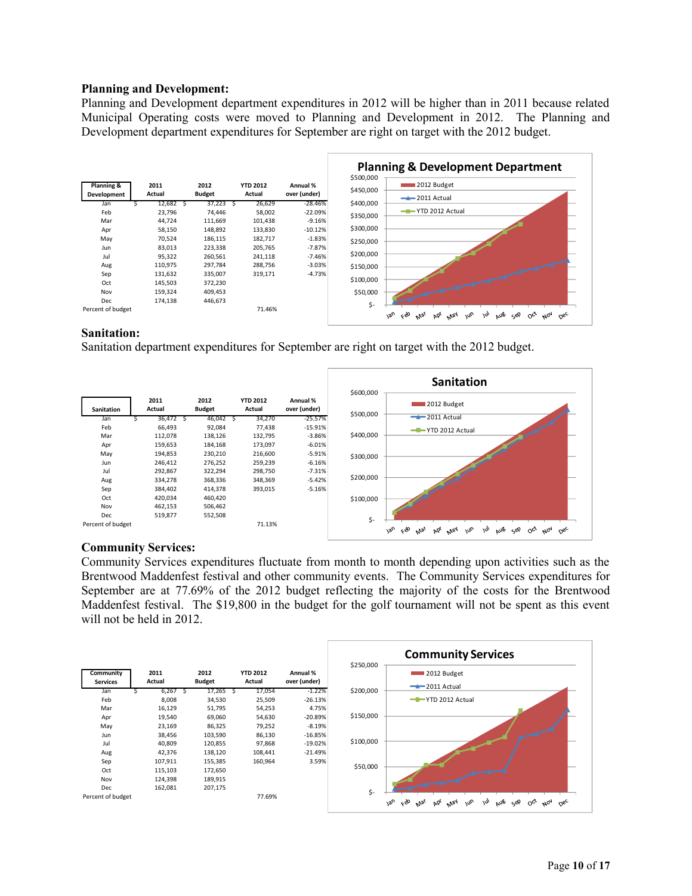**Planning and Development:**

Planning and Development department expenditures in 2012 will be higher than in 2011 because related Municipal Operating costs were moved to Planning and Development in 2012. The Planning and Development department expenditures for September are right on target with the 2012 budget.

| Planning & Development | 2011 Actual | 2012 Budget | YTD 2012 Actual | Annual % over (under) |
|---|---|---|---|---|
| Jan | $ 12,682 | $ 37,223 | $ 26,629 | -28.46% |
| Feb | 23,796 | 74,446 | 58,002 | -22.09% |
| Mar | 44,724 | 111,669 | 101,438 | -9.16% |
| Apr | 58,150 | 148,892 | 133,830 | -10.12% |
| May | 70,524 | 186,115 | 182,717 | -1.83% |
| Jun | 83,013 | 223,338 | 205,765 | -7.87% |
| Jul | 95,322 | 260,561 | 241,118 | -7.46% |
| Aug | 110,975 | 297,784 | 288,756 | -3.03% |
| Sep | 131,632 | 335,007 | 319,171 | -4.73% |
| Oct | 145,503 | 372,230 | | |
| Nov | 159,324 | 409,453 | | |
| Dec | 174,138 | 446,673 | | |
| Percent of budget | | | 71.46% | |

**Sanitation:**

Sanitation department expenditures for September are right on target with the 2012 budget.

| Sanitation | 2011 Actual | 2012 Budget | YTD 2012 Actual | Annual % over (under) |
|---|---|---|---|---|
| Jan | $ 36,472 | $ 46,042 | $ 34,270 | -25.57% |
| Feb | 66,493 | 92,084 | 77,438 | -15.91% |
| Mar | 112,078 | 138,126 | 132,795 | -3.86% |
| Apr | 159,653 | 184,168 | 173,097 | -6.01% |
| May | 194,853 | 230,210 | 216,600 | -5.91% |
| Jun | 246,412 | 276,252 | 259,239 | -6.16% |
| Jul | 292,867 | 322,294 | 298,750 | -7.31% |
| Aug | 334,278 | 368,336 | 348,369 | -5.42% |
| Sep | 384,402 | 414,378 | 393,015 | -5.16% |
| Oct | 420,034 | 460,420 | | |
| Nov | 462,153 | 506,462 | | |
| Dec | 519,877 | 552,508 | | |
| Percent of budget | | | 71.13% | |

**Community Services:**

Community Services expenditures fluctuate from month to month depending upon activities such as the Brentwood Maddenfest festival and other community events. The Community Services expenditures for September are at 77.69% of the 2012 budget reflecting the majority of the costs for the Brentwood Maddenfest festival. The $19,800 in the budget for the golf tournament will not be spent as this event will not be held in 2012.

| Community Services | 2011 Actual | 2012 Budget | YTD 2012 Actual | Annual % over (under) |
|---|---|---|---|---|
| Jan | $ 6,267 | $ 17,265 | $ 17,054 | -1.22% |
| Feb | 8,008 | 34,530 | 25,509 | -26.13% |
| Mar | 16,129 | 51,795 | 54,253 | 4.75% |
| Apr | 19,540 | 69,060 | 54,630 | -20.89% |
| May | 23,169 | 86,325 | 79,252 | -8.19% |
| Jun | 38,456 | 103,590 | 86,130 | -16.85% |
| Jul | 40,809 | 120,855 | 97,868 | -19.02% |
| Aug | 42,376 | 138,120 | 108,441 | -21.49% |
| Sep | 107,911 | 155,385 | 160,964 | 3.59% |
| Oct | 115,103 | 172,650 | | |
| Nov | 124,398 | 189,915 | | |
| Dec | 162,081 | 207,175 | | |
| Percent of budget | | | 77.69% | |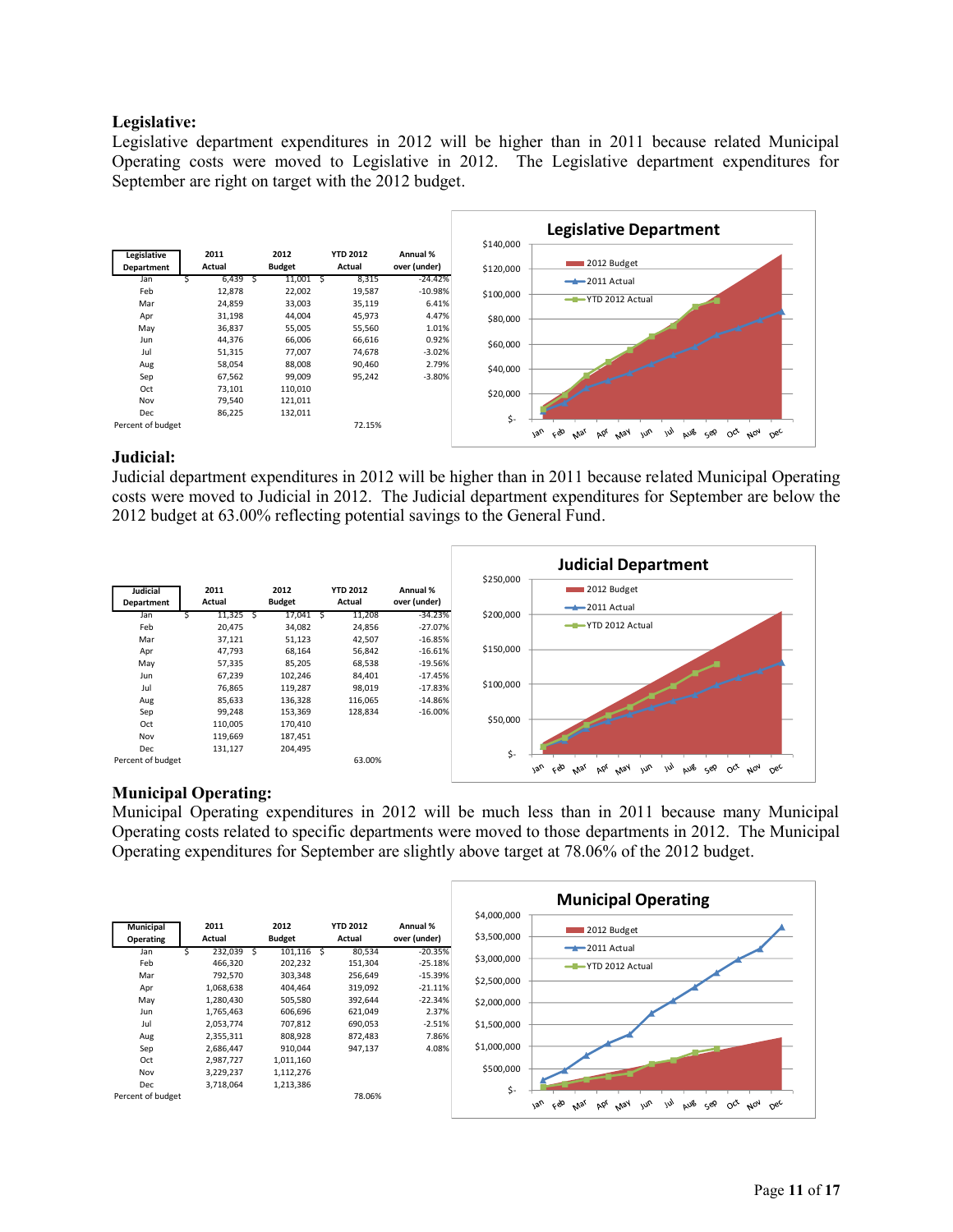**Legislative:**

Legislative department expenditures in 2012 will be higher than in 2011 because related Municipal Operating costs were moved to Legislative in 2012. The Legislative department expenditures for September are right on target with the 2012 budget.

| Legislative Department | 2011 Actual | 2012 Budget | YTD 2012 Actual | Annual % over (under) |
|---|---|---|---|---|
| Jan | $ 6,439 | $ 11,001 | $ 8,315 | -24.42% |
| Feb | 12,878 | 22,002 | 19,587 | -10.98% |
| Mar | 24,859 | 33,003 | 35,119 | 6.41% |
| Apr | 31,198 | 44,004 | 45,973 | 4.47% |
| May | 36,837 | 55,005 | 55,560 | 1.01% |
| Jun | 44,376 | 66,006 | 66,616 | 0.92% |
| Jul | 51,315 | 77,007 | 74,678 | -3.02% |
| Aug | 58,054 | 88,008 | 90,460 | 2.79% |
| Sep | 67,562 | 99,009 | 95,242 | -3.80% |
| Oct | 73,101 | 110,010 | | |
| Nov | 79,540 | 121,011 | | |
| Dec | 86,225 | 132,011 | | |
| Percent of budget | | | 72.15% | |

**Judicial:**

Judicial department expenditures in 2012 will be higher than in 2011 because related Municipal Operating costs were moved to Judicial in 2012. The Judicial department expenditures for September are below the 2012 budget at 63.00% reflecting potential savings to the General Fund.

| Judicial Department | 2011 Actual | 2012 Budget | YTD 2012 Actual | Annual % over (under) |
|---|---|---|---|---|
| Jan | $ 11,325 | $ 17,041 | $ 11,208 | -34.23% |
| Feb | 20,475 | 34,082 | 24,856 | -27.07% |
| Mar | 37,121 | 51,123 | 42,507 | -16.85% |
| Apr | 47,793 | 68,164 | 56,842 | -16.61% |
| May | 57,335 | 85,205 | 68,538 | -19.56% |
| Jun | 67,239 | 102,246 | 84,401 | -17.45% |
| Jul | 76,865 | 119,287 | 98,019 | -17.83% |
| Aug | 85,633 | 136,328 | 116,065 | -14.86% |
| Sep | 99,248 | 153,369 | 128,834 | -16.00% |
| Oct | 110,005 | 170,410 | | |
| Nov | 119,669 | 187,451 | | |
| Dec | 131,127 | 204,495 | | |
| Percent of budget | | | 63.00% | |

**Municipal Operating:**

Municipal Operating expenditures in 2012 will be much less than in 2011 because many Municipal Operating costs related to specific departments were moved to those departments in 2012. The Municipal Operating expenditures for September are slightly above target at 78.06% of the 2012 budget.

| Municipal Operating | 2011 Actual | 2012 Budget | YTD 2012 Actual | Annual % over (under) |
|---|---|---|---|---|
| Jan | $ 232,039 | $ 101,116 | $ 80,534 | -20.35% |
| Feb | 466,320 | 202,232 | 151,304 | -25.18% |
| Mar | 792,570 | 303,348 | 256,649 | -15.39% |
| Apr | 1,068,638 | 404,464 | 319,092 | -21.11% |
| May | 1,280,430 | 505,580 | 392,644 | -22.34% |
| Jun | 1,765,463 | 606,696 | 621,049 | 2.37% |
| Jul | 2,053,774 | 707,812 | 690,053 | -2.51% |
| Aug | 2,355,311 | 808,928 | 872,483 | 7.86% |
| Sep | 2,686,447 | 910,044 | 947,137 | 4.08% |
| Oct | 2,987,727 | 1,011,160 | | |
| Nov | 3,229,237 | 1,112,276 | | |
| Dec | 3,718,064 | 1,213,386 | | |
| Percent of budget | | | 78.06% | |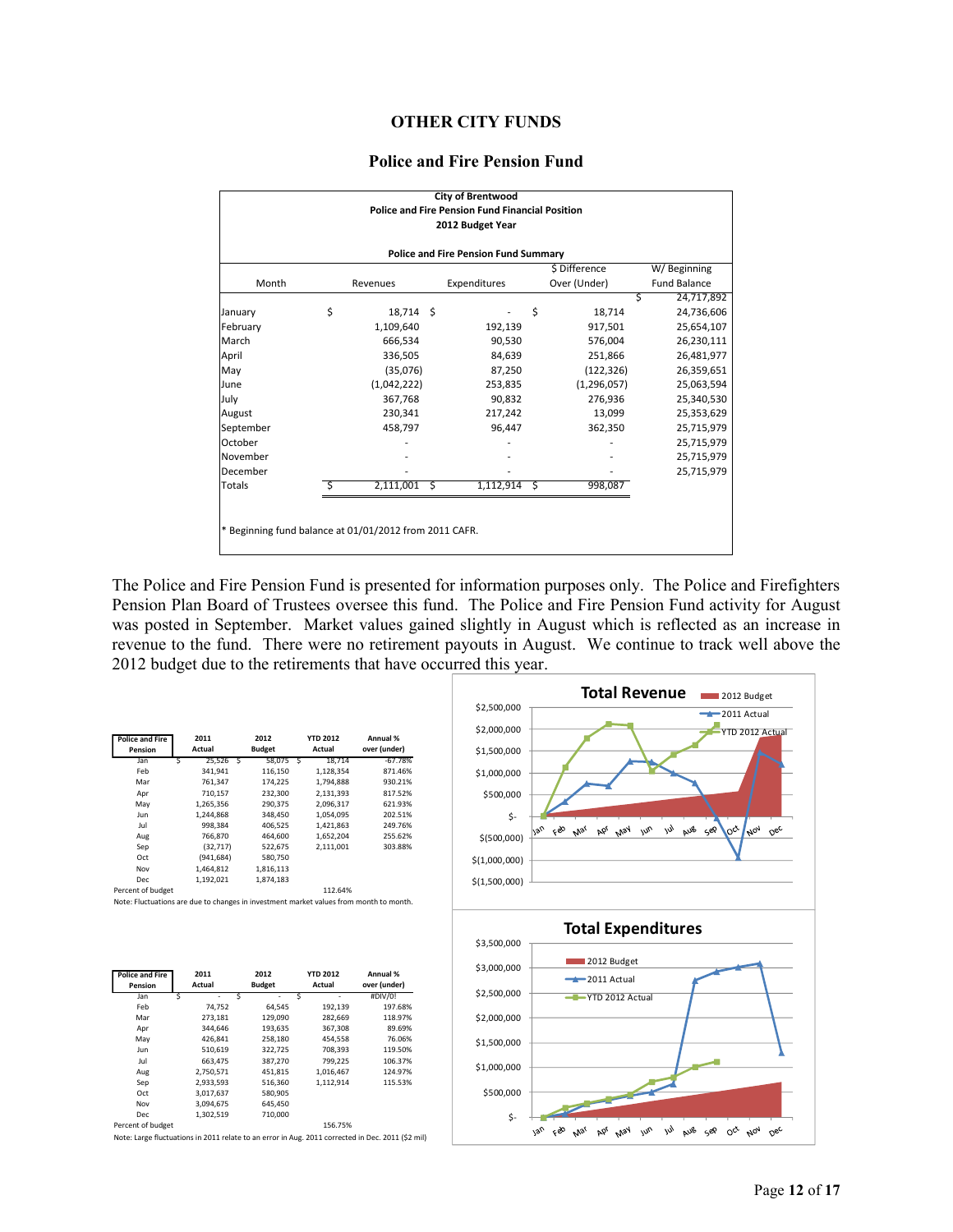# OTHER CITY FUNDS

## Police and Fire Pension Fund

**City of Brentwood**
**Police and Fire Pension Fund Financial Position**
**2012 Budget Year**

**Police and Fire Pension Fund Summary**

| Month | Revenues | Expenditures | $ Difference Over (Under) | W/ Beginning Fund Balance |
|---|---|---|---|---|
| | | | | $ 24,717,892 |
| January | $ 18,714 | $ - | $ 18,714 | 24,736,606 |
| February | 1,109,640 | 192,139 | 917,501 | 25,654,107 |
| March | 666,534 | 90,530 | 576,004 | 26,230,111 |
| April | 336,505 | 84,639 | 251,866 | 26,481,977 |
| May | (35,076) | 87,250 | (122,326) | 26,359,651 |
| June | (1,042,222) | 253,835 | (1,296,057) | 25,063,594 |
| July | 367,768 | 90,832 | 276,936 | 25,340,530 |
| August | 230,341 | 217,242 | 13,099 | 25,353,629 |
| September | 458,797 | 96,447 | 362,350 | 25,715,979 |
| October | - | - | - | 25,715,979 |
| November | - | - | - | 25,715,979 |
| December | - | - | - | 25,715,979 |
| Totals | $ 2,111,001 | $ 1,112,914 | $ 998,087 | |

\* Beginning fund balance at 01/01/2012 from 2011 CAFR.

The Police and Fire Pension Fund is presented for information purposes only. The Police and Firefighters Pension Plan Board of Trustees oversee this fund. The Police and Fire Pension Fund activity for August was posted in September. Market values gained slightly in August which is reflected as an increase in revenue to the fund. There were no retirement payouts in August. We continue to track well above the 2012 budget due to the retirements that have occurred this year.

| Police and Fire Pension | 2011 Actual | 2012 Budget | YTD 2012 Actual | Annual % over (under) |
|---|---|---|---|---|
| Jan | $ 25,526 | $ 58,075 | $ 18,714 | -67.78% |
| Feb | 341,941 | 116,150 | 1,128,354 | 871.46% |
| Mar | 761,347 | 174,225 | 1,794,888 | 930.21% |
| Apr | 710,157 | 232,300 | 2,131,393 | 817.52% |
| May | 1,265,356 | 290,375 | 2,096,317 | 621.93% |
| Jun | 1,244,868 | 348,450 | 1,054,095 | 202.51% |
| Jul | 998,384 | 406,525 | 1,421,863 | 249.76% |
| Aug | 766,870 | 464,600 | 1,652,204 | 255.62% |
| Sep | (32,717) | 522,675 | 2,111,001 | 303.88% |
| Oct | (941,684) | 580,750 | | |
| Nov | 1,464,812 | 1,816,113 | | |
| Dec | 1,192,021 | 1,874,183 | | |
| Percent of budget | | | 112.64% | |

Note: Fluctuations are due to changes in investment market values from month to month.

| Police and Fire Pension | 2011 Actual | 2012 Budget | YTD 2012 Actual | Annual % over (under) |
|---|---|---|---|---|
| Jan | $ - | $ - | $ - | #DIV/0! |
| Feb | 74,752 | 64,545 | 192,139 | 197.68% |
| Mar | 273,181 | 129,090 | 282,669 | 118.97% |
| Apr | 344,646 | 193,635 | 367,308 | 89.69% |
| May | 426,841 | 258,180 | 454,558 | 76.06% |
| Jun | 510,619 | 322,725 | 708,393 | 119.50% |
| Jul | 663,475 | 387,270 | 799,225 | 106.37% |
| Aug | 2,750,571 | 451,815 | 1,016,467 | 124.97% |
| Sep | 2,933,593 | 516,360 | 1,112,914 | 115.53% |
| Oct | 3,017,637 | 580,905 | | |
| Nov | 3,094,675 | 645,450 | | |
| Dec | 1,302,519 | 710,000 | | |
| Percent of budget | | | 156.75% | |

Note: Large fluctuations in 2011 relate to an error in Aug. 2011 corrected in Dec. 2011 ($2 mil)

**Total Revenue**

**Total Expenditures**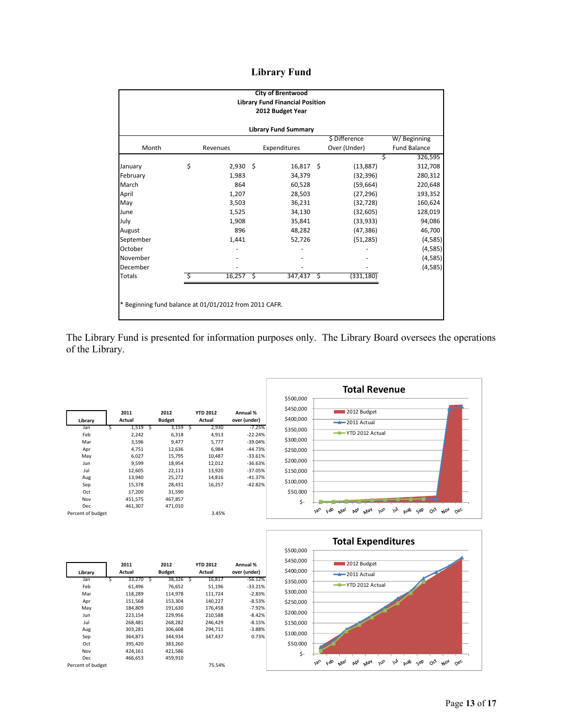# Library Fund

**City of Brentwood**
**Library Fund Financial Position**
**2012 Budget Year**

**Library Fund Summary**

| Month | Revenues | Expenditures | $ Difference Over (Under) | W/ Beginning Fund Balance |
|---|---|---|---|---|
| | | | | $ 326,595 |
| January | $ 2,930 | $ 16,817 | $ (13,887) | 312,708 |
| February | 1,983 | 34,379 | (32,396) | 280,312 |
| March | 864 | 60,528 | (59,664) | 220,648 |
| April | 1,207 | 28,503 | (27,296) | 193,352 |
| May | 3,503 | 36,231 | (32,728) | 160,624 |
| June | 1,525 | 34,130 | (32,605) | 128,019 |
| July | 1,908 | 35,841 | (33,933) | 94,086 |
| August | 896 | 48,282 | (47,386) | 46,700 |
| September | 1,441 | 52,726 | (51,285) | (4,585) |
| October | - | - | - | (4,585) |
| November | - | - | - | (4,585) |
| December | - | - | - | (4,585) |
| Totals | $ 16,257 | $ 347,437 | $ (331,180) | |

* Beginning fund balance at 01/01/2012 from 2011 CAFR.

The Library Fund is presented for information purposes only. The Library Board oversees the operations of the Library.

| Library | 2011 Actual | 2012 Budget | YTD 2012 Actual | Annual % over (under) |
|---|---|---|---|---|
| Jan | $ 1,519 | $ 3,159 | $ 2,930 | -7.25% |
| Feb | 2,242 | 6,318 | 4,913 | -22.24% |
| Mar | 3,596 | 9,477 | 5,777 | -39.04% |
| Apr | 4,751 | 12,636 | 6,984 | -44.73% |
| May | 6,027 | 15,795 | 10,487 | -33.61% |
| Jun | 9,599 | 18,954 | 12,012 | -36.63% |
| Jul | 12,605 | 22,113 | 13,920 | -37.05% |
| Aug | 13,940 | 25,272 | 14,816 | -41.37% |
| Sep | 15,378 | 28,431 | 16,257 | -42.82% |
| Oct | 17,200 | 31,590 | | |
| Nov | 451,575 | 467,857 | | |
| Dec | 461,307 | 471,010 | | |
| Percent of budget | | | 3.45% | |

**Total Revenue**

| Library | 2011 Actual | 2012 Budget | YTD 2012 Actual | Annual % over (under) |
|---|---|---|---|---|
| Jan | $ 33,270 | $ 38,326 | $ 16,817 | -56.12% |
| Feb | 61,496 | 76,652 | 51,196 | -33.21% |
| Mar | 118,289 | 114,978 | 111,724 | -2.83% |
| Apr | 151,568 | 153,304 | 140,227 | -8.53% |
| May | 184,809 | 191,630 | 176,458 | -7.92% |
| Jun | 223,154 | 229,956 | 210,588 | -8.42% |
| Jul | 268,481 | 268,282 | 246,429 | -8.15% |
| Aug | 303,281 | 306,608 | 294,711 | -3.88% |
| Sep | 364,873 | 344,934 | 347,437 | 0.73% |
| Oct | 395,420 | 383,260 | | |
| Nov | 424,161 | 421,586 | | |
| Dec | 466,653 | 459,910 | | |
| Percent of budget | | | 75.54% | |

**Total Expenditures**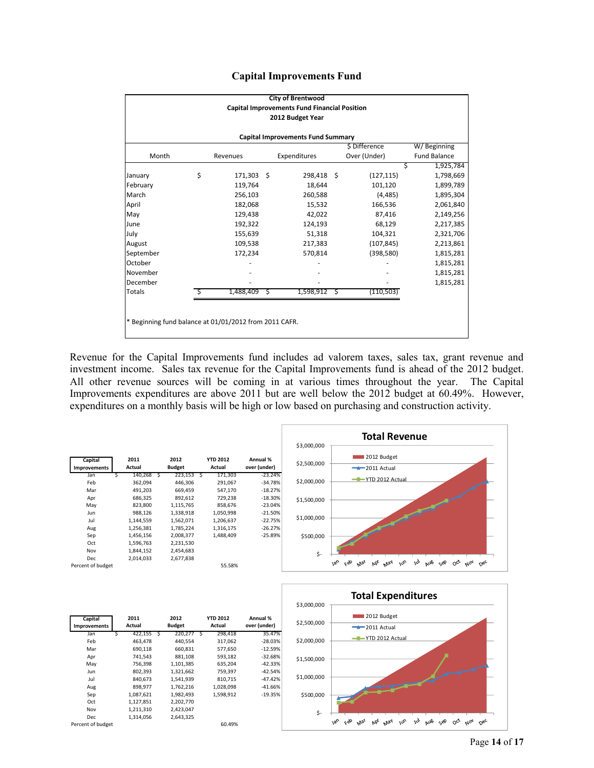## Capital Improvements Fund

**City of Brentwood**
**Capital Improvements Fund Financial Position**
**2012 Budget Year**

**Capital Improvements Fund Summary**

| Month | Revenues | Expenditures | $ Difference Over (Under) | W/ Beginning Fund Balance |
|---|---|---|---|---|
| | | | | $ 1,925,784 |
| January | $ 171,303 | $ 298,418 | $ (127,115) | 1,798,669 |
| February | 119,764 | 18,644 | 101,120 | 1,899,789 |
| March | 256,103 | 260,588 | (4,485) | 1,895,304 |
| April | 182,068 | 15,532 | 166,536 | 2,061,840 |
| May | 129,438 | 42,022 | 87,416 | 2,149,256 |
| June | 192,322 | 124,193 | 68,129 | 2,217,385 |
| July | 155,639 | 51,318 | 104,321 | 2,321,706 |
| August | 109,538 | 217,383 | (107,845) | 2,213,861 |
| September | 172,234 | 570,814 | (398,580) | 1,815,281 |
| October | - | - | - | 1,815,281 |
| November | - | - | - | 1,815,281 |
| December | - | - | - | 1,815,281 |
| Totals | $ 1,488,409 | $ 1,598,912 | $ (110,503) | |

* Beginning fund balance at 01/01/2012 from 2011 CAFR.

Revenue for the Capital Improvements fund includes ad valorem taxes, sales tax, grant revenue and investment income. Sales tax revenue for the Capital Improvements fund is ahead of the 2012 budget. All other revenue sources will be coming in at various times throughout the year. The Capital Improvements expenditures are above 2011 but are well below the 2012 budget at 60.49%. However, expenditures on a monthly basis will be high or low based on purchasing and construction activity.

| Capital Improvements | 2011 Actual | 2012 Budget | YTD 2012 Actual | Annual % over (under) |
|---|---|---|---|---|
| Jan | $ 140,268 | $ 223,153 | $ 171,303 | -23.24% |
| Feb | 362,094 | 446,306 | 291,067 | -34.78% |
| Mar | 491,203 | 669,459 | 547,170 | -18.27% |
| Apr | 686,325 | 892,612 | 729,238 | -18.30% |
| May | 823,800 | 1,115,765 | 858,676 | -23.04% |
| Jun | 988,126 | 1,338,918 | 1,050,998 | -21.50% |
| Jul | 1,144,559 | 1,562,071 | 1,206,637 | -22.75% |
| Aug | 1,256,381 | 1,785,224 | 1,316,175 | -26.27% |
| Sep | 1,456,156 | 2,008,377 | 1,488,409 | -25.89% |
| Oct | 1,596,763 | 2,231,530 | | |
| Nov | 1,844,152 | 2,454,683 | | |
| Dec | 2,014,033 | 2,677,838 | | |
| Percent of budget | | | 55.58% | |

**Total Revenue** (chart: 2012 Budget, 2011 Actual, YTD 2012 Actual; $- to $3,000,000; Jan–Dec)

| Capital Improvements | 2011 Actual | 2012 Budget | YTD 2012 Actual | Annual % over (under) |
|---|---|---|---|---|
| Jan | $ 422,155 | $ 220,277 | $ 298,418 | 35.47% |
| Feb | 463,478 | 440,554 | 317,062 | -28.03% |
| Mar | 690,118 | 660,831 | 577,650 | -12.59% |
| Apr | 741,543 | 881,108 | 593,182 | -32.68% |
| May | 756,398 | 1,101,385 | 635,204 | -42.33% |
| Jun | 802,393 | 1,321,662 | 759,397 | -42.54% |
| Jul | 840,673 | 1,541,939 | 810,715 | -47.42% |
| Aug | 898,977 | 1,762,216 | 1,028,098 | -41.66% |
| Sep | 1,087,621 | 1,982,493 | 1,598,912 | -19.35% |
| Oct | 1,127,851 | 2,202,770 | | |
| Nov | 1,211,310 | 2,423,047 | | |
| Dec | 1,314,056 | 2,643,325 | | |
| Percent of budget | | | 60.49% | |

**Total Expenditures** (chart: 2012 Budget, 2011 Actual, YTD 2012 Actual; $- to $3,000,000; Jan–Dec)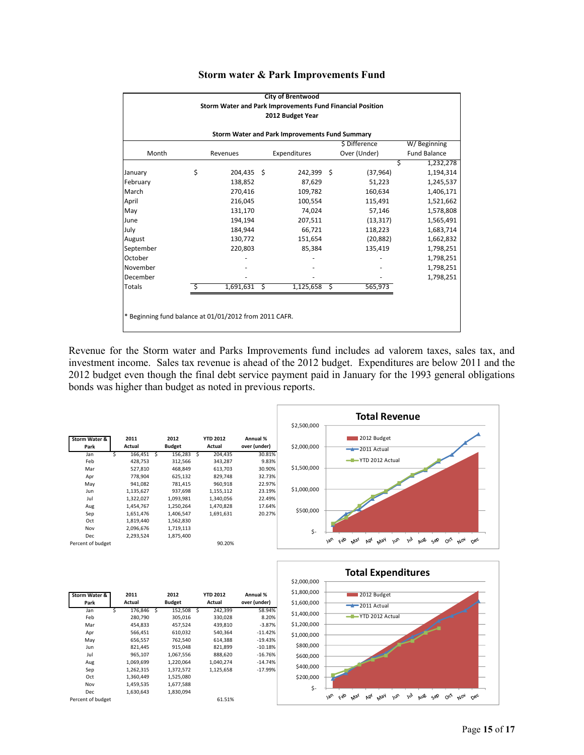## Storm water & Park Improvements Fund

**City of Brentwood**
**Storm Water and Park Improvements Fund Financial Position**
**2012 Budget Year**

**Storm Water and Park Improvements Fund Summary**

| Month | Revenues | Expenditures | $ Difference Over (Under) | W/ Beginning Fund Balance |
|---|---|---|---|---|
| | | | | $ 1,232,278 |
| January | $ 204,435 | $ 242,399 | $ (37,964) | 1,194,314 |
| February | 138,852 | 87,629 | 51,223 | 1,245,537 |
| March | 270,416 | 109,782 | 160,634 | 1,406,171 |
| April | 216,045 | 100,554 | 115,491 | 1,521,662 |
| May | 131,170 | 74,024 | 57,146 | 1,578,808 |
| June | 194,194 | 207,511 | (13,317) | 1,565,491 |
| July | 184,944 | 66,721 | 118,223 | 1,683,714 |
| August | 130,772 | 151,654 | (20,882) | 1,662,832 |
| September | 220,803 | 85,384 | 135,419 | 1,798,251 |
| October | - | - | - | 1,798,251 |
| November | - | - | - | 1,798,251 |
| December | - | - | - | 1,798,251 |
| Totals | $ 1,691,631 | $ 1,125,658 | $ 565,973 | |

\* Beginning fund balance at 01/01/2012 from 2011 CAFR.

Revenue for the Storm water and Parks Improvements fund includes ad valorem taxes, sales tax, and investment income. Sales tax revenue is ahead of the 2012 budget. Expenditures are below 2011 and the 2012 budget even though the final debt service payment paid in January for the 1993 general obligations bonds was higher than budget as noted in previous reports.

| Storm Water & Park | 2011 Actual | 2012 Budget | YTD 2012 Actual | Annual % over (under) |
|---|---|---|---|---|
| Jan | $ 166,451 | $ 156,283 | $ 204,435 | 30.81% |
| Feb | 428,753 | 312,566 | 343,287 | 9.83% |
| Mar | 527,810 | 468,849 | 613,703 | 30.90% |
| Apr | 778,904 | 625,132 | 829,748 | 32.73% |
| May | 941,082 | 781,415 | 960,918 | 22.97% |
| Jun | 1,135,627 | 937,698 | 1,155,112 | 23.19% |
| Jul | 1,322,027 | 1,093,981 | 1,340,056 | 22.49% |
| Aug | 1,454,767 | 1,250,264 | 1,470,828 | 17.64% |
| Sep | 1,651,476 | 1,406,547 | 1,691,631 | 20.27% |
| Oct | 1,819,440 | 1,562,830 | | |
| Nov | 2,096,676 | 1,719,113 | | |
| Dec | 2,293,524 | 1,875,400 | | |
| Percent of budget | | | 90.20% | |

**Total Revenue**

| Storm Water & Park | 2011 Actual | 2012 Budget | YTD 2012 Actual | Annual % over (under) |
|---|---|---|---|---|
| Jan | $ 176,846 | $ 152,508 | $ 242,399 | 58.94% |
| Feb | 280,790 | 305,016 | 330,028 | 8.20% |
| Mar | 454,833 | 457,524 | 439,810 | -3.87% |
| Apr | 566,451 | 610,032 | 540,364 | -11.42% |
| May | 656,557 | 762,540 | 614,388 | -19.43% |
| Jun | 821,445 | 915,048 | 821,899 | -10.18% |
| Jul | 965,107 | 1,067,556 | 888,620 | -16.76% |
| Aug | 1,069,699 | 1,220,064 | 1,040,274 | -14.74% |
| Sep | 1,262,315 | 1,372,572 | 1,125,658 | -17.99% |
| Oct | 1,360,449 | 1,525,080 | | |
| Nov | 1,459,535 | 1,677,588 | | |
| Dec | 1,630,643 | 1,830,094 | | |
| Percent of budget | | | 61.51% | |

**Total Expenditures**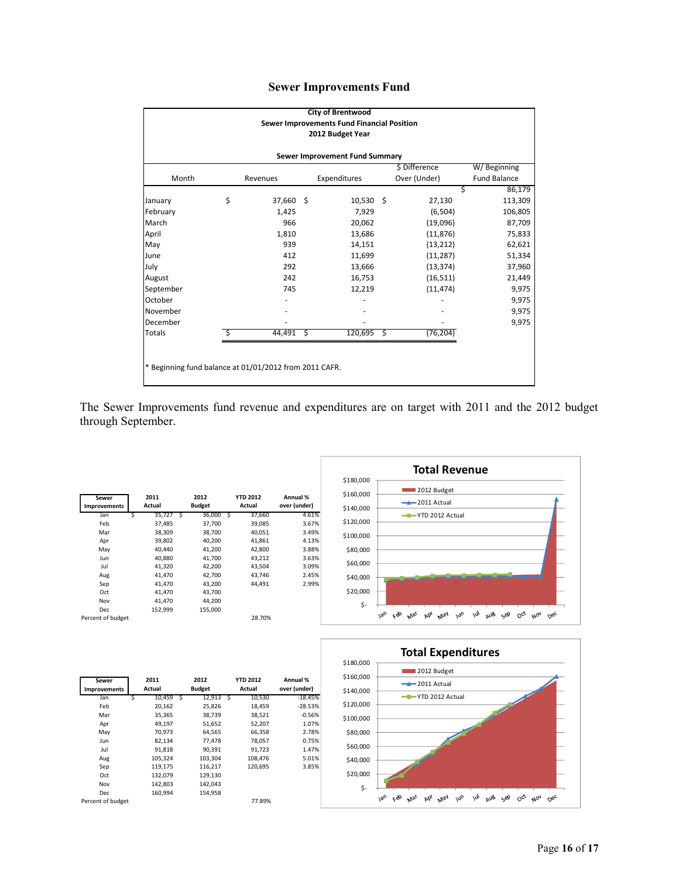# Sewer Improvements Fund

**City of Brentwood**
**Sewer Improvements Fund Financial Position**
**2012 Budget Year**

**Sewer Improvement Fund Summary**

| Month | Revenues | Expenditures | $ Difference Over (Under) | W/ Beginning Fund Balance |
|---|---|---|---|---|
| | | | | $ 86,179 |
| January | $ 37,660 | $ 10,530 | $ 27,130 | 113,309 |
| February | 1,425 | 7,929 | (6,504) | 106,805 |
| March | 966 | 20,062 | (19,096) | 87,709 |
| April | 1,810 | 13,686 | (11,876) | 75,833 |
| May | 939 | 14,151 | (13,212) | 62,621 |
| June | 412 | 11,699 | (11,287) | 51,334 |
| July | 292 | 13,666 | (13,374) | 37,960 |
| August | 242 | 16,753 | (16,511) | 21,449 |
| September | 745 | 12,219 | (11,474) | 9,975 |
| October | - | - | - | 9,975 |
| November | - | - | - | 9,975 |
| December | - | - | - | 9,975 |
| Totals | $ 44,491 | $ 120,695 | $ (76,204) | |

* Beginning fund balance at 01/01/2012 from 2011 CAFR.

The Sewer Improvements fund revenue and expenditures are on target with 2011 and the 2012 budget through September.

| Sewer Improvements | 2011 Actual | 2012 Budget | YTD 2012 Actual | Annual % over (under) |
|---|---|---|---|---|
| Jan | $ 35,727 | $ 36,000 | $ 37,660 | 4.61% |
| Feb | 37,485 | 37,700 | 39,085 | 3.67% |
| Mar | 38,309 | 38,700 | 40,051 | 3.49% |
| Apr | 39,802 | 40,200 | 41,861 | 4.13% |
| May | 40,440 | 41,200 | 42,800 | 3.88% |
| Jun | 40,880 | 41,700 | 43,212 | 3.63% |
| Jul | 41,320 | 42,200 | 43,504 | 3.09% |
| Aug | 41,470 | 42,700 | 43,746 | 2.45% |
| Sep | 41,470 | 43,200 | 44,491 | 2.99% |
| Oct | 41,470 | 43,700 | | |
| Nov | 41,470 | 44,200 | | |
| Dec | 152,999 | 155,000 | | |
| Percent of budget | | | 28.70% | |

**Total Revenue**

| Sewer Improvements | 2011 Actual | 2012 Budget | YTD 2012 Actual | Annual % over (under) |
|---|---|---|---|---|
| Jan | $ 10,459 | $ 12,913 | $ 10,530 | -18.45% |
| Feb | 20,162 | 25,826 | 18,459 | -28.53% |
| Mar | 35,365 | 38,739 | 38,521 | -0.56% |
| Apr | 49,197 | 51,652 | 52,207 | 1.07% |
| May | 70,973 | 64,565 | 66,358 | 2.78% |
| Jun | 82,134 | 77,478 | 78,057 | 0.75% |
| Jul | 91,818 | 90,391 | 91,723 | 1.47% |
| Aug | 105,324 | 103,304 | 108,476 | 5.01% |
| Sep | 119,175 | 116,217 | 120,695 | 3.85% |
| Oct | 132,079 | 129,130 | | |
| Nov | 142,803 | 142,043 | | |
| Dec | 160,994 | 154,958 | | |
| Percent of budget | | | 77.89% | |

**Total Expenditures**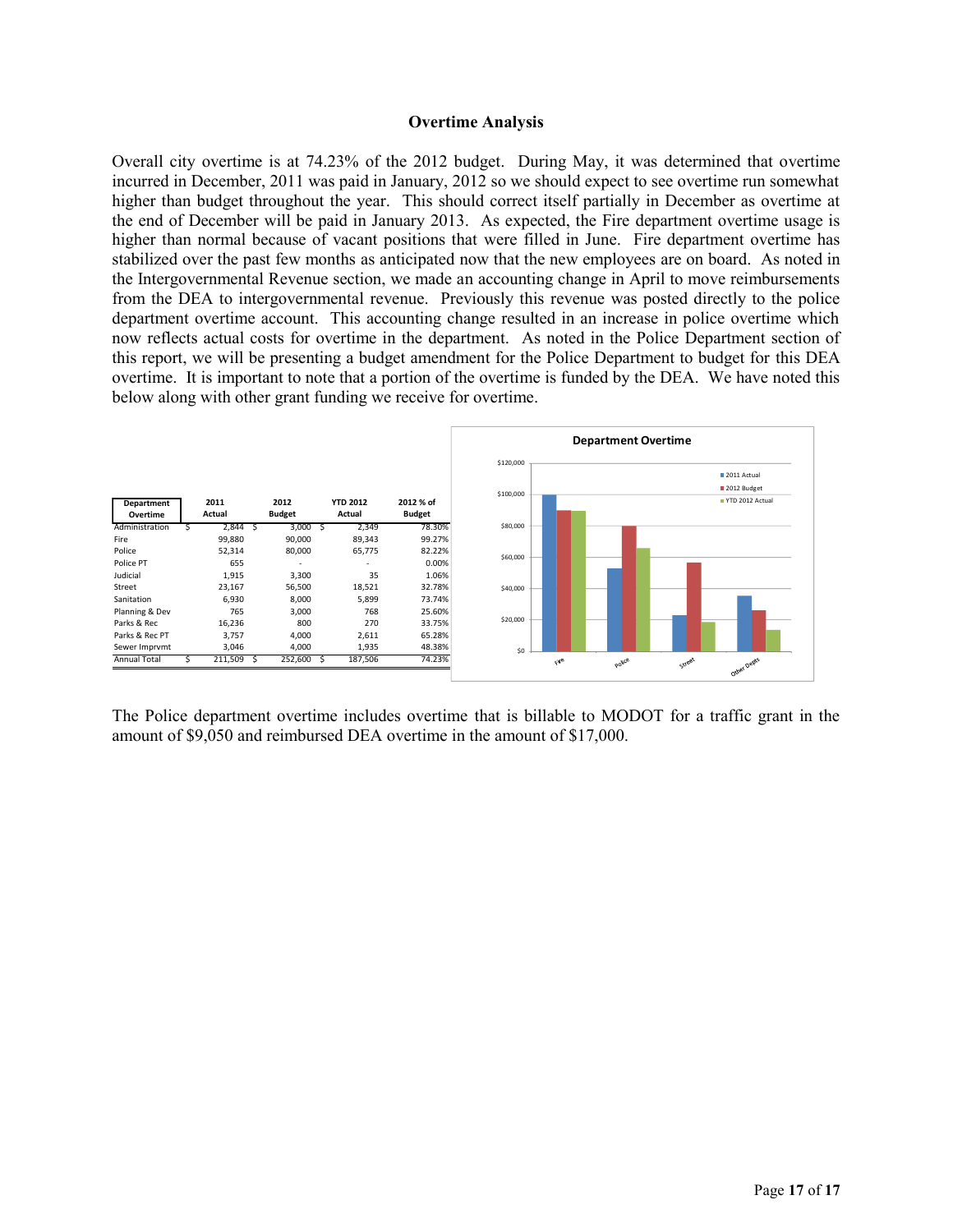## Overtime Analysis

Overall city overtime is at 74.23% of the 2012 budget. During May, it was determined that overtime incurred in December, 2011 was paid in January, 2012 so we should expect to see overtime run somewhat higher than budget throughout the year. This should correct itself partially in December as overtime at the end of December will be paid in January 2013. As expected, the Fire department overtime usage is higher than normal because of vacant positions that were filled in June. Fire department overtime has stabilized over the past few months as anticipated now that the new employees are on board. As noted in the Intergovernmental Revenue section, we made an accounting change in April to move reimbursements from the DEA to intergovernmental revenue. Previously this revenue was posted directly to the police department overtime account. This accounting change resulted in an increase in police overtime which now reflects actual costs for overtime in the department. As noted in the Police Department section of this report, we will be presenting a budget amendment for the Police Department to budget for this DEA overtime. It is important to note that a portion of the overtime is funded by the DEA. We have noted this below along with other grant funding we receive for overtime.

| Department Overtime | 2011 Actual | 2012 Budget | YTD 2012 Actual | 2012 % of Budget |
|---|---|---|---|---|
| Administration | $ 2,844 | $ 3,000 | $ 2,349 | 78.30% |
| Fire | 99,880 | 90,000 | 89,343 | 99.27% |
| Police | 52,314 | 80,000 | 65,775 | 82.22% |
| Police PT | 655 | - | - | 0.00% |
| Judicial | 1,915 | 3,300 | 35 | 1.06% |
| Street | 23,167 | 56,500 | 18,521 | 32.78% |
| Sanitation | 6,930 | 8,000 | 5,899 | 73.74% |
| Planning & Dev | 765 | 3,000 | 768 | 25.60% |
| Parks & Rec | 16,236 | 800 | 270 | 33.75% |
| Parks & Rec PT | 3,757 | 4,000 | 2,611 | 65.28% |
| Sewer Imprvmt | 3,046 | 4,000 | 1,935 | 48.38% |
| Annual Total | $ 211,509 | $ 252,600 | $ 187,506 | 74.23% |

Department Overtime

$120,000
$100,000
$80,000
$60,000
$40,000
$20,000
$0

2011 Actual
2012 Budget
YTD 2012 Actual

Fire
Police
Street
Other Depts

The Police department overtime includes overtime that is billable to MODOT for a traffic grant in the amount of $9,050 and reimbursed DEA overtime in the amount of $17,000.